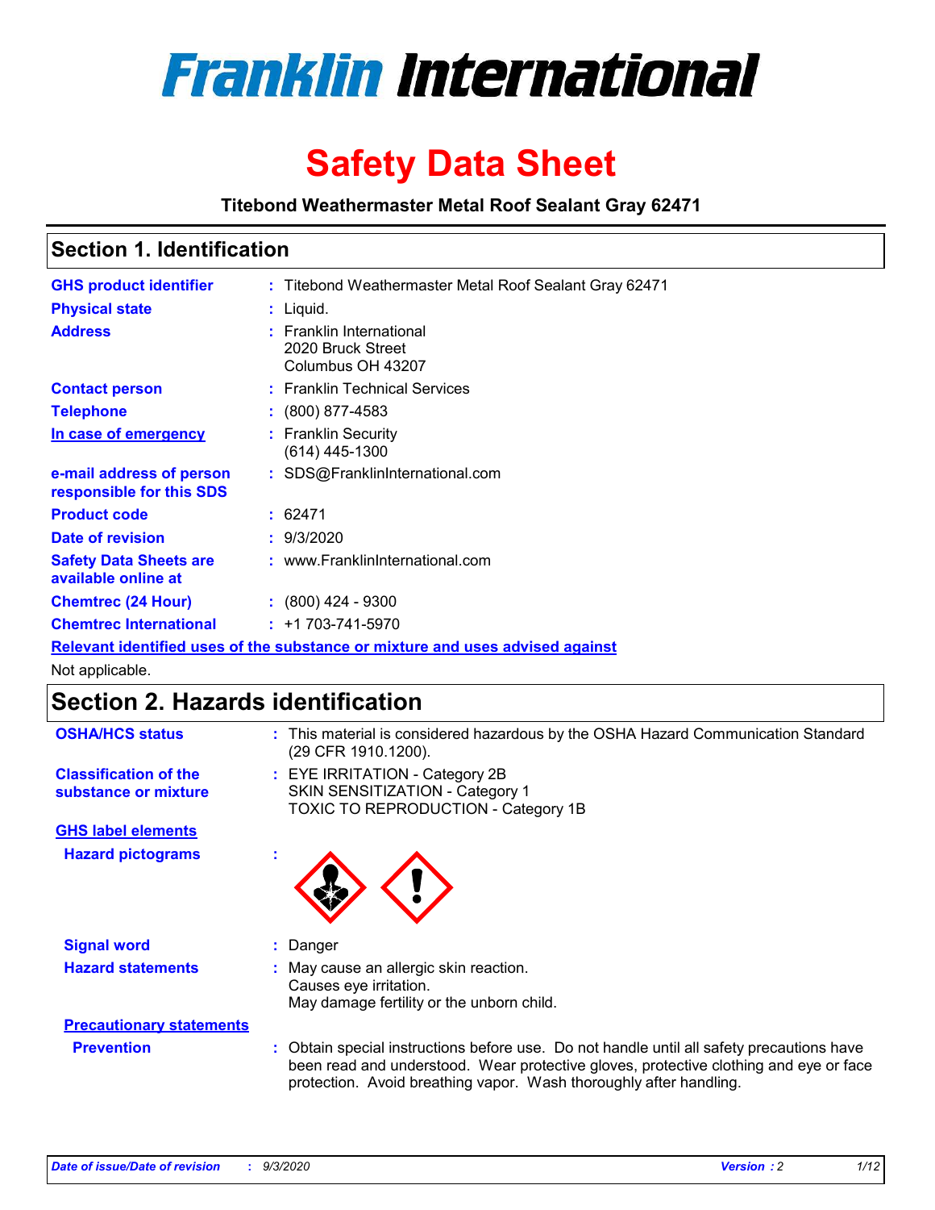# Franklin International

# Safety Data Sheet

**Titebond Weathermaster Metal Roof Sealant Gray 62471**

## Section 1. Identification

| | | |
|---|---|---|
| **GHS product identifier** | : | Titebond Weathermaster Metal Roof Sealant Gray 62471 |
| **Physical state** | : | Liquid. |
| **Address** | : | Franklin International<br>2020 Bruck Street<br>Columbus OH 43207 |
| **Contact person** | : | Franklin Technical Services |
| **Telephone** | : | (800) 877-4583 |
| **In case of emergency** | : | Franklin Security<br>(614) 445-1300 |
| **e-mail address of person responsible for this SDS** | : | SDS@FranklinInternational.com |
| **Product code** | : | 62471 |
| **Date of revision** | : | 9/3/2020 |
| **Safety Data Sheets are available online at** | : | www.FranklinInternational.com |
| **Chemtrec (24 Hour)** | : | (800) 424 - 9300 |
| **Chemtrec International** | : | +1 703-741-5970 |

**Relevant identified uses of the substance or mixture and uses advised against**

Not applicable.

## Section 2. Hazards identification

| | | |
|---|---|---|
| **OSHA/HCS status** | : | This material is considered hazardous by the OSHA Hazard Communication Standard (29 CFR 1910.1200). |
| **Classification of the substance or mixture** | : | EYE IRRITATION - Category 2B<br>SKIN SENSITIZATION - Category 1<br>TOXIC TO REPRODUCTION - Category 1B |

**GHS label elements**

| | | |
|---|---|---|
| **Hazard pictograms** | : | |
| **Signal word** | : | Danger |
| **Hazard statements** | : | May cause an allergic skin reaction.<br>Causes eye irritation.<br>May damage fertility or the unborn child. |

**Precautionary statements**

| | | |
|---|---|---|
| **Prevention** | : | Obtain special instructions before use. Do not handle until all safety precautions have been read and understood. Wear protective gloves, protective clothing and eye or face protection. Avoid breathing vapor. Wash thoroughly after handling. |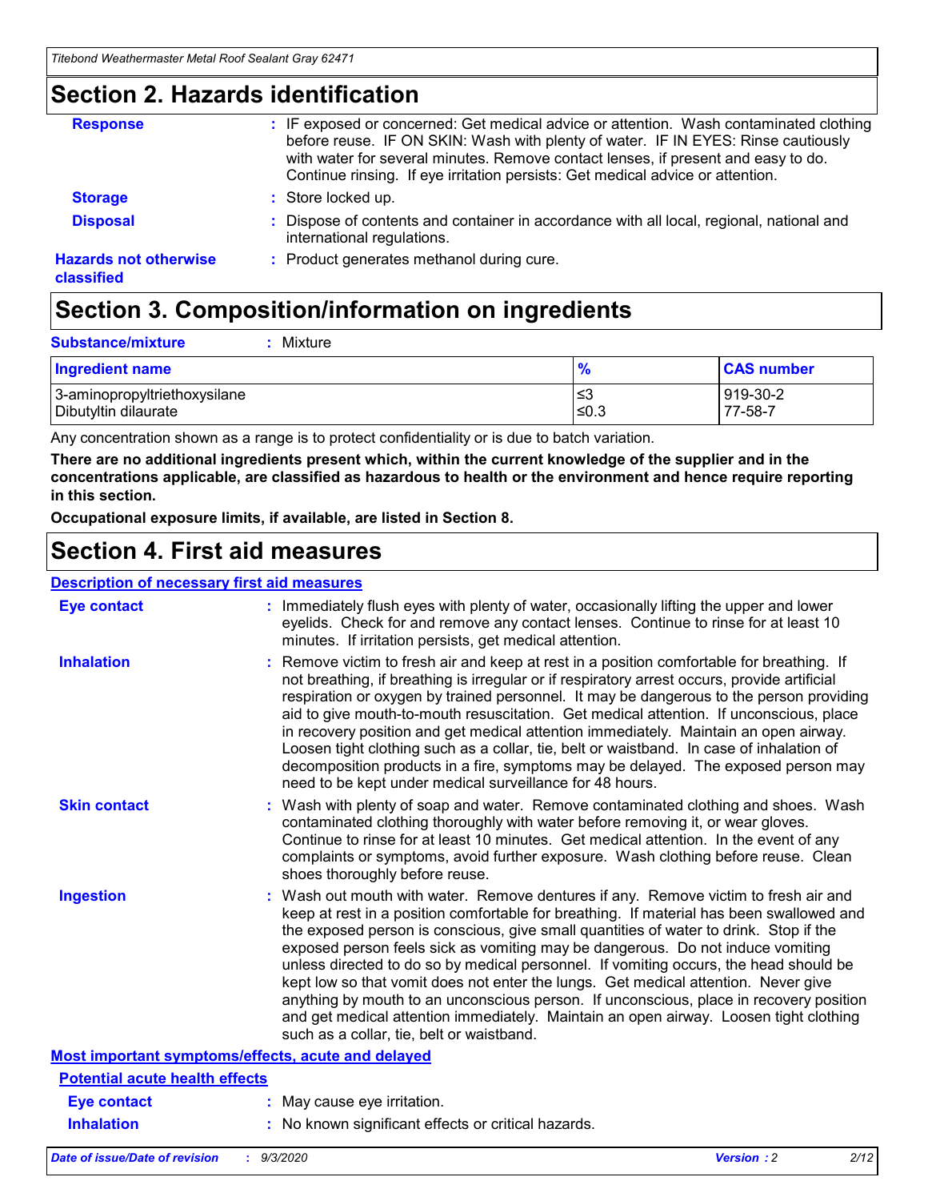## Section 2. Hazards identification

**Response** : IF exposed or concerned: Get medical advice or attention. Wash contaminated clothing before reuse. IF ON SKIN: Wash with plenty of water. IF IN EYES: Rinse cautiously with water for several minutes. Remove contact lenses, if present and easy to do. Continue rinsing. If eye irritation persists: Get medical advice or attention.

**Storage** : Store locked up.

**Disposal** : Dispose of contents and container in accordance with all local, regional, national and international regulations.

**Hazards not otherwise classified** : Product generates methanol during cure.

## Section 3. Composition/information on ingredients

**Substance/mixture** : Mixture

| Ingredient name | % | CAS number |
|---|---|---|
| 3-aminopropyltriethoxysilane | ≤3 | 919-30-2 |
| Dibutyltin dilaurate | ≤0.3 | 77-58-7 |

Any concentration shown as a range is to protect confidentiality or is due to batch variation.

**There are no additional ingredients present which, within the current knowledge of the supplier and in the concentrations applicable, are classified as hazardous to health or the environment and hence require reporting in this section.**

**Occupational exposure limits, if available, are listed in Section 8.**

## Section 4. First aid measures

### Description of necessary first aid measures

**Eye contact** : Immediately flush eyes with plenty of water, occasionally lifting the upper and lower eyelids. Check for and remove any contact lenses. Continue to rinse for at least 10 minutes. If irritation persists, get medical attention.

**Inhalation** : Remove victim to fresh air and keep at rest in a position comfortable for breathing. If not breathing, if breathing is irregular or if respiratory arrest occurs, provide artificial respiration or oxygen by trained personnel. It may be dangerous to the person providing aid to give mouth-to-mouth resuscitation. Get medical attention. If unconscious, place in recovery position and get medical attention immediately. Maintain an open airway. Loosen tight clothing such as a collar, tie, belt or waistband. In case of inhalation of decomposition products in a fire, symptoms may be delayed. The exposed person may need to be kept under medical surveillance for 48 hours.

**Skin contact** : Wash with plenty of soap and water. Remove contaminated clothing and shoes. Wash contaminated clothing thoroughly with water before removing it, or wear gloves. Continue to rinse for at least 10 minutes. Get medical attention. In the event of any complaints or symptoms, avoid further exposure. Wash clothing before reuse. Clean shoes thoroughly before reuse.

**Ingestion** : Wash out mouth with water. Remove dentures if any. Remove victim to fresh air and keep at rest in a position comfortable for breathing. If material has been swallowed and the exposed person is conscious, give small quantities of water to drink. Stop if the exposed person feels sick as vomiting may be dangerous. Do not induce vomiting unless directed to do so by medical personnel. If vomiting occurs, the head should be kept low so that vomit does not enter the lungs. Get medical attention. Never give anything by mouth to an unconscious person. If unconscious, place in recovery position and get medical attention immediately. Maintain an open airway. Loosen tight clothing such as a collar, tie, belt or waistband.

### Most important symptoms/effects, acute and delayed

#### Potential acute health effects

**Eye contact** : May cause eye irritation.

**Inhalation** : No known significant effects or critical hazards.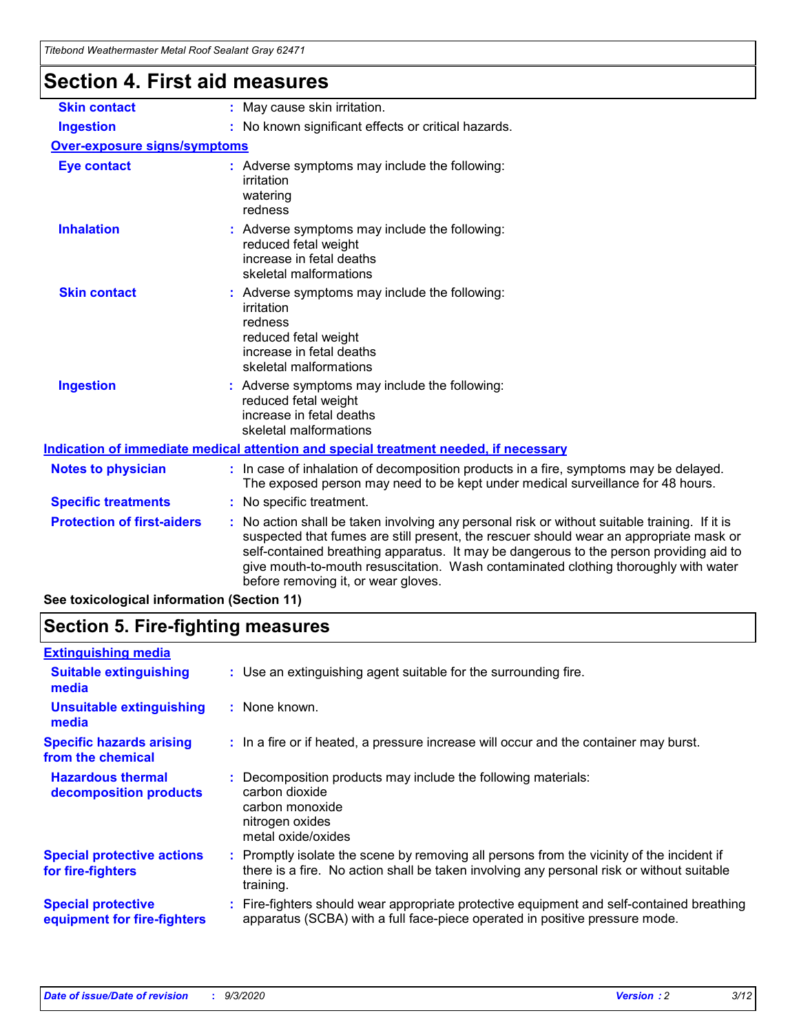# Section 4. First aid measures

| | |
|---|---|
| **Skin contact** | : May cause skin irritation. |
| **Ingestion** | : No known significant effects or critical hazards. |

**Over-exposure signs/symptoms**

| | |
|---|---|
| **Eye contact** | : Adverse symptoms may include the following:<br>irritation<br>watering<br>redness |
| **Inhalation** | : Adverse symptoms may include the following:<br>reduced fetal weight<br>increase in fetal deaths<br>skeletal malformations |
| **Skin contact** | : Adverse symptoms may include the following:<br>irritation<br>redness<br>reduced fetal weight<br>increase in fetal deaths<br>skeletal malformations |
| **Ingestion** | : Adverse symptoms may include the following:<br>reduced fetal weight<br>increase in fetal deaths<br>skeletal malformations |

**Indication of immediate medical attention and special treatment needed, if necessary**

| | |
|---|---|
| **Notes to physician** | : In case of inhalation of decomposition products in a fire, symptoms may be delayed. The exposed person may need to be kept under medical surveillance for 48 hours. |
| **Specific treatments** | : No specific treatment. |
| **Protection of first-aiders** | : No action shall be taken involving any personal risk or without suitable training. If it is suspected that fumes are still present, the rescuer should wear an appropriate mask or self-contained breathing apparatus. It may be dangerous to the person providing aid to give mouth-to-mouth resuscitation. Wash contaminated clothing thoroughly with water before removing it, or wear gloves. |

**See toxicological information (Section 11)**

# Section 5. Fire-fighting measures

**Extinguishing media**

| | |
|---|---|
| **Suitable extinguishing media** | : Use an extinguishing agent suitable for the surrounding fire. |
| **Unsuitable extinguishing media** | : None known. |
| **Specific hazards arising from the chemical** | : In a fire or if heated, a pressure increase will occur and the container may burst. |
| **Hazardous thermal decomposition products** | : Decomposition products may include the following materials:<br>carbon dioxide<br>carbon monoxide<br>nitrogen oxides<br>metal oxide/oxides |
| **Special protective actions for fire-fighters** | : Promptly isolate the scene by removing all persons from the vicinity of the incident if there is a fire. No action shall be taken involving any personal risk or without suitable training. |
| **Special protective equipment for fire-fighters** | : Fire-fighters should wear appropriate protective equipment and self-contained breathing apparatus (SCBA) with a full face-piece operated in positive pressure mode. |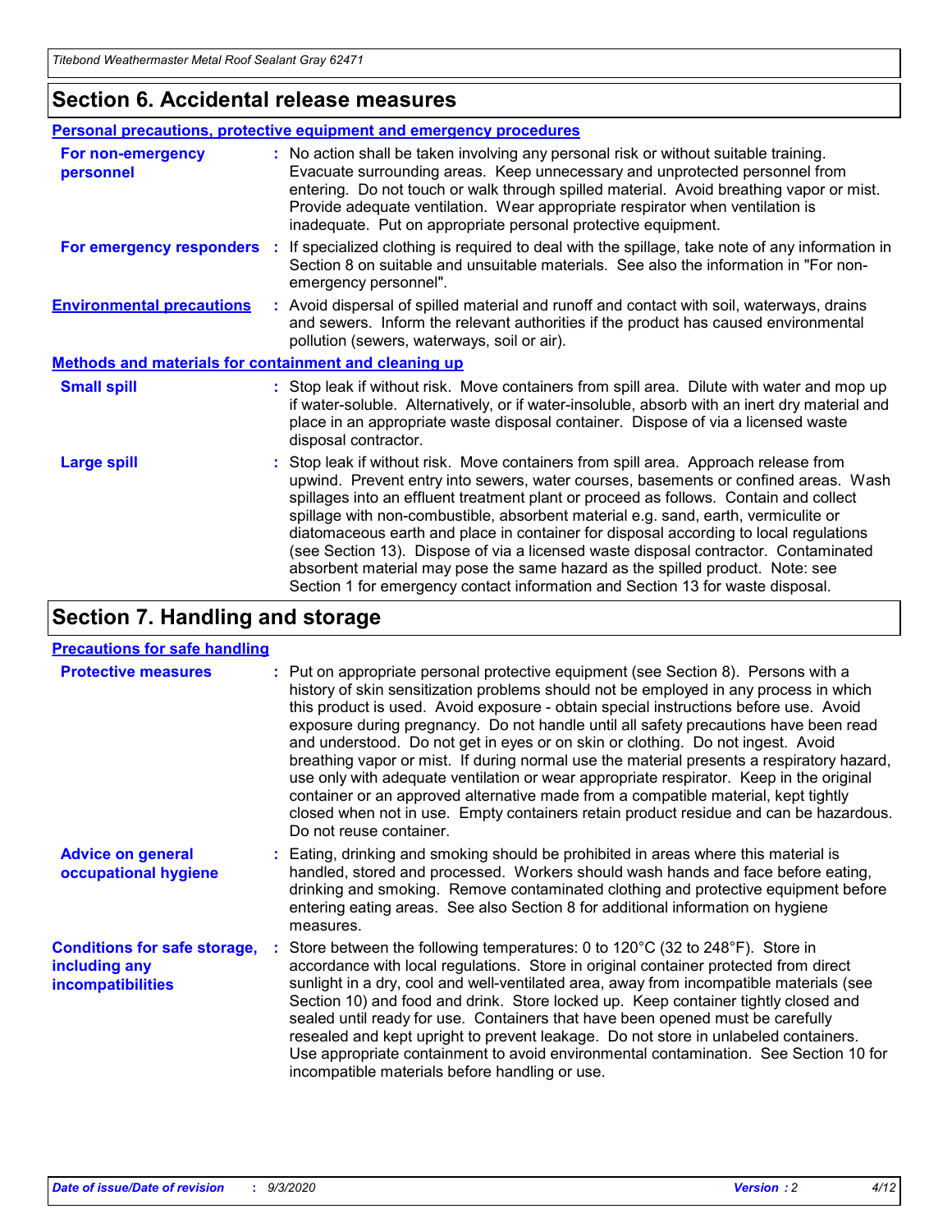## Section 6. Accidental release measures

### Personal precautions, protective equipment and emergency procedures

**For non-emergency personnel** : No action shall be taken involving any personal risk or without suitable training. Evacuate surrounding areas. Keep unnecessary and unprotected personnel from entering. Do not touch or walk through spilled material. Avoid breathing vapor or mist. Provide adequate ventilation. Wear appropriate respirator when ventilation is inadequate. Put on appropriate personal protective equipment.

**For emergency responders** : If specialized clothing is required to deal with the spillage, take note of any information in Section 8 on suitable and unsuitable materials. See also the information in "For non-emergency personnel".

**Environmental precautions** : Avoid dispersal of spilled material and runoff and contact with soil, waterways, drains and sewers. Inform the relevant authorities if the product has caused environmental pollution (sewers, waterways, soil or air).

### Methods and materials for containment and cleaning up

**Small spill** : Stop leak if without risk. Move containers from spill area. Dilute with water and mop up if water-soluble. Alternatively, or if water-insoluble, absorb with an inert dry material and place in an appropriate waste disposal container. Dispose of via a licensed waste disposal contractor.

**Large spill** : Stop leak if without risk. Move containers from spill area. Approach release from upwind. Prevent entry into sewers, water courses, basements or confined areas. Wash spillages into an effluent treatment plant or proceed as follows. Contain and collect spillage with non-combustible, absorbent material e.g. sand, earth, vermiculite or diatomaceous earth and place in container for disposal according to local regulations (see Section 13). Dispose of via a licensed waste disposal contractor. Contaminated absorbent material may pose the same hazard as the spilled product. Note: see Section 1 for emergency contact information and Section 13 for waste disposal.

## Section 7. Handling and storage

### Precautions for safe handling

**Protective measures** : Put on appropriate personal protective equipment (see Section 8). Persons with a history of skin sensitization problems should not be employed in any process in which this product is used. Avoid exposure - obtain special instructions before use. Avoid exposure during pregnancy. Do not handle until all safety precautions have been read and understood. Do not get in eyes or on skin or clothing. Do not ingest. Avoid breathing vapor or mist. If during normal use the material presents a respiratory hazard, use only with adequate ventilation or wear appropriate respirator. Keep in the original container or an approved alternative made from a compatible material, kept tightly closed when not in use. Empty containers retain product residue and can be hazardous. Do not reuse container.

**Advice on general occupational hygiene** : Eating, drinking and smoking should be prohibited in areas where this material is handled, stored and processed. Workers should wash hands and face before eating, drinking and smoking. Remove contaminated clothing and protective equipment before entering eating areas. See also Section 8 for additional information on hygiene measures.

**Conditions for safe storage, including any incompatibilities** : Store between the following temperatures: 0 to 120°C (32 to 248°F). Store in accordance with local regulations. Store in original container protected from direct sunlight in a dry, cool and well-ventilated area, away from incompatible materials (see Section 10) and food and drink. Store locked up. Keep container tightly closed and sealed until ready for use. Containers that have been opened must be carefully resealed and kept upright to prevent leakage. Do not store in unlabeled containers. Use appropriate containment to avoid environmental contamination. See Section 10 for incompatible materials before handling or use.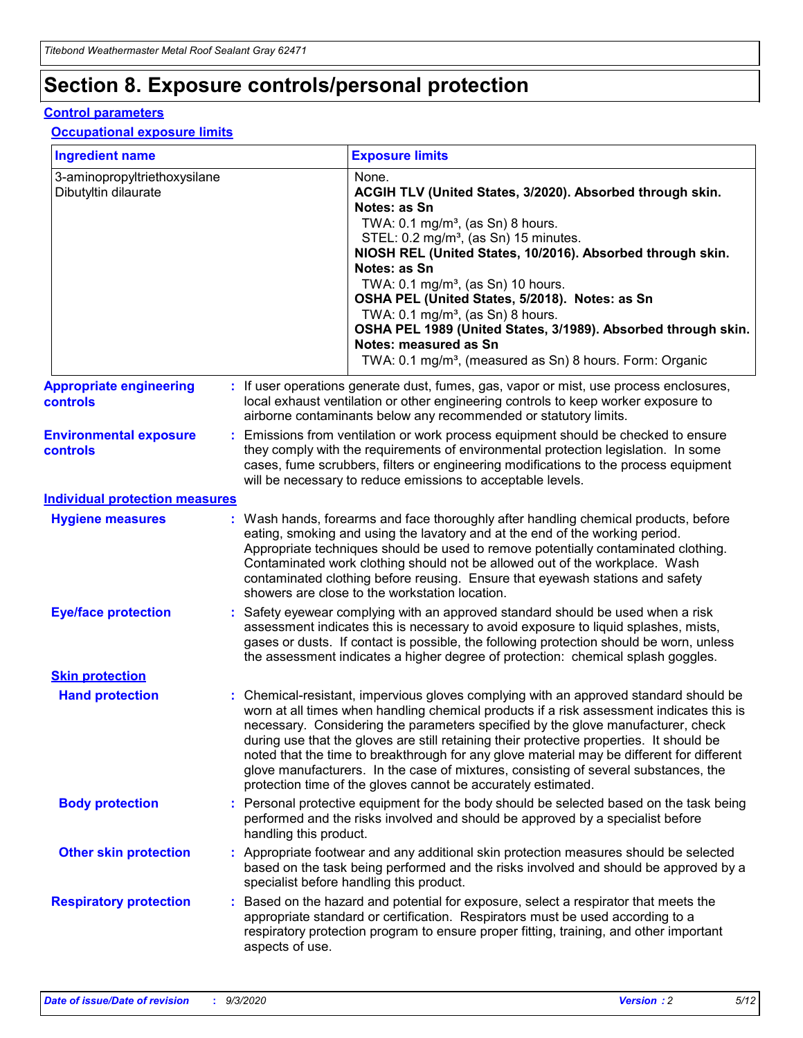# Section 8. Exposure controls/personal protection

## Control parameters

### Occupational exposure limits

| Ingredient name | Exposure limits |
| --- | --- |
| 3-aminopropyltriethoxysilane | None. |
| Dibutyltin dilaurate | **ACGIH TLV (United States, 3/2020). Absorbed through skin. Notes: as Sn**<br>TWA: 0.1 mg/m³, (as Sn) 8 hours.<br>STEL: 0.2 mg/m³, (as Sn) 15 minutes.<br>**NIOSH REL (United States, 10/2016). Absorbed through skin. Notes: as Sn**<br>TWA: 0.1 mg/m³, (as Sn) 10 hours.<br>**OSHA PEL (United States, 5/2018). Notes: as Sn**<br>TWA: 0.1 mg/m³, (as Sn) 8 hours.<br>**OSHA PEL 1989 (United States, 3/1989). Absorbed through skin. Notes: measured as Sn**<br>TWA: 0.1 mg/m³, (measured as Sn) 8 hours. Form: Organic |

**Appropriate engineering controls** : If user operations generate dust, fumes, gas, vapor or mist, use process enclosures, local exhaust ventilation or other engineering controls to keep worker exposure to airborne contaminants below any recommended or statutory limits.

**Environmental exposure controls** : Emissions from ventilation or work process equipment should be checked to ensure they comply with the requirements of environmental protection legislation. In some cases, fume scrubbers, filters or engineering modifications to the process equipment will be necessary to reduce emissions to acceptable levels.

## Individual protection measures

**Hygiene measures** : Wash hands, forearms and face thoroughly after handling chemical products, before eating, smoking and using the lavatory and at the end of the working period. Appropriate techniques should be used to remove potentially contaminated clothing. Contaminated work clothing should not be allowed out of the workplace. Wash contaminated clothing before reusing. Ensure that eyewash stations and safety showers are close to the workstation location.

**Eye/face protection** : Safety eyewear complying with an approved standard should be used when a risk assessment indicates this is necessary to avoid exposure to liquid splashes, mists, gases or dusts. If contact is possible, the following protection should be worn, unless the assessment indicates a higher degree of protection: chemical splash goggles.

### Skin protection

**Hand protection** : Chemical-resistant, impervious gloves complying with an approved standard should be worn at all times when handling chemical products if a risk assessment indicates this is necessary. Considering the parameters specified by the glove manufacturer, check during use that the gloves are still retaining their protective properties. It should be noted that the time to breakthrough for any glove material may be different for different glove manufacturers. In the case of mixtures, consisting of several substances, the protection time of the gloves cannot be accurately estimated.

**Body protection** : Personal protective equipment for the body should be selected based on the task being performed and the risks involved and should be approved by a specialist before handling this product.

**Other skin protection** : Appropriate footwear and any additional skin protection measures should be selected based on the task being performed and the risks involved and should be approved by a specialist before handling this product.

**Respiratory protection** : Based on the hazard and potential for exposure, select a respirator that meets the appropriate standard or certification. Respirators must be used according to a respiratory protection program to ensure proper fitting, training, and other important aspects of use.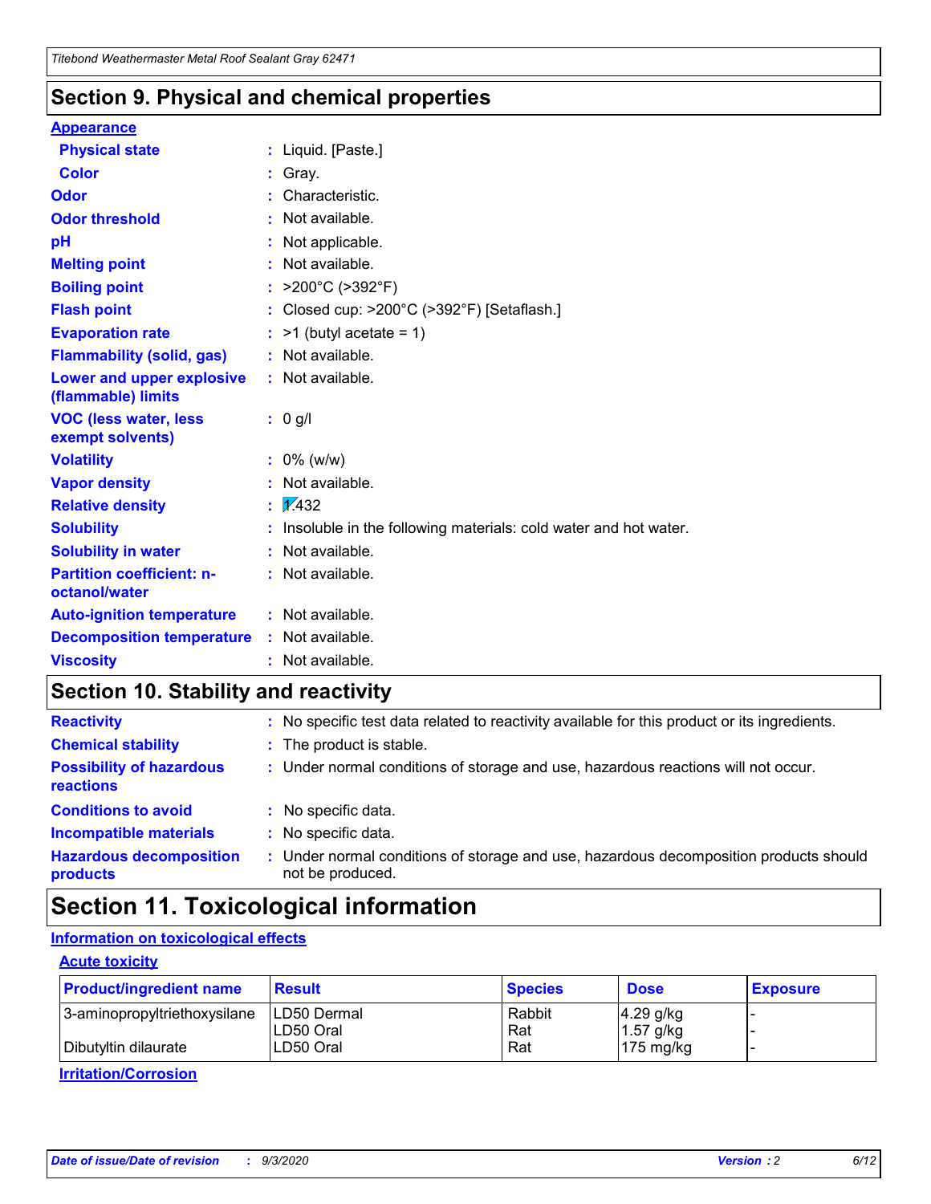## Section 9. Physical and chemical properties

**Appearance**

| | |
|---|---|
| **Physical state** | : Liquid. [Paste.] |
| **Color** | : Gray. |
| **Odor** | : Characteristic. |
| **Odor threshold** | : Not available. |
| **pH** | : Not applicable. |
| **Melting point** | : Not available. |
| **Boiling point** | : >200°C (>392°F) |
| **Flash point** | : Closed cup: >200°C (>392°F) [Setaflash.] |
| **Evaporation rate** | : >1 (butyl acetate = 1) |
| **Flammability (solid, gas)** | : Not available. |
| **Lower and upper explosive (flammable) limits** | : Not available. |
| **VOC (less water, less exempt solvents)** | : 0 g/l |
| **Volatility** | : 0% (w/w) |
| **Vapor density** | : Not available. |
| **Relative density** | : 1.432 |
| **Solubility** | : Insoluble in the following materials: cold water and hot water. |
| **Solubility in water** | : Not available. |
| **Partition coefficient: n-octanol/water** | : Not available. |
| **Auto-ignition temperature** | : Not available. |
| **Decomposition temperature** | : Not available. |
| **Viscosity** | : Not available. |

## Section 10. Stability and reactivity

| | |
|---|---|
| **Reactivity** | : No specific test data related to reactivity available for this product or its ingredients. |
| **Chemical stability** | : The product is stable. |
| **Possibility of hazardous reactions** | : Under normal conditions of storage and use, hazardous reactions will not occur. |
| **Conditions to avoid** | : No specific data. |
| **Incompatible materials** | : No specific data. |
| **Hazardous decomposition products** | : Under normal conditions of storage and use, hazardous decomposition products should not be produced. |

## Section 11. Toxicological information

**Information on toxicological effects**

**Acute toxicity**

| Product/ingredient name | Result | Species | Dose | Exposure |
|---|---|---|---|---|
| 3-aminopropyltriethoxysilane | LD50 Dermal | Rabbit | 4.29 g/kg | - |
| | LD50 Oral | Rat | 1.57 g/kg | - |
| Dibutyltin dilaurate | LD50 Oral | Rat | 175 mg/kg | - |

**Irritation/Corrosion**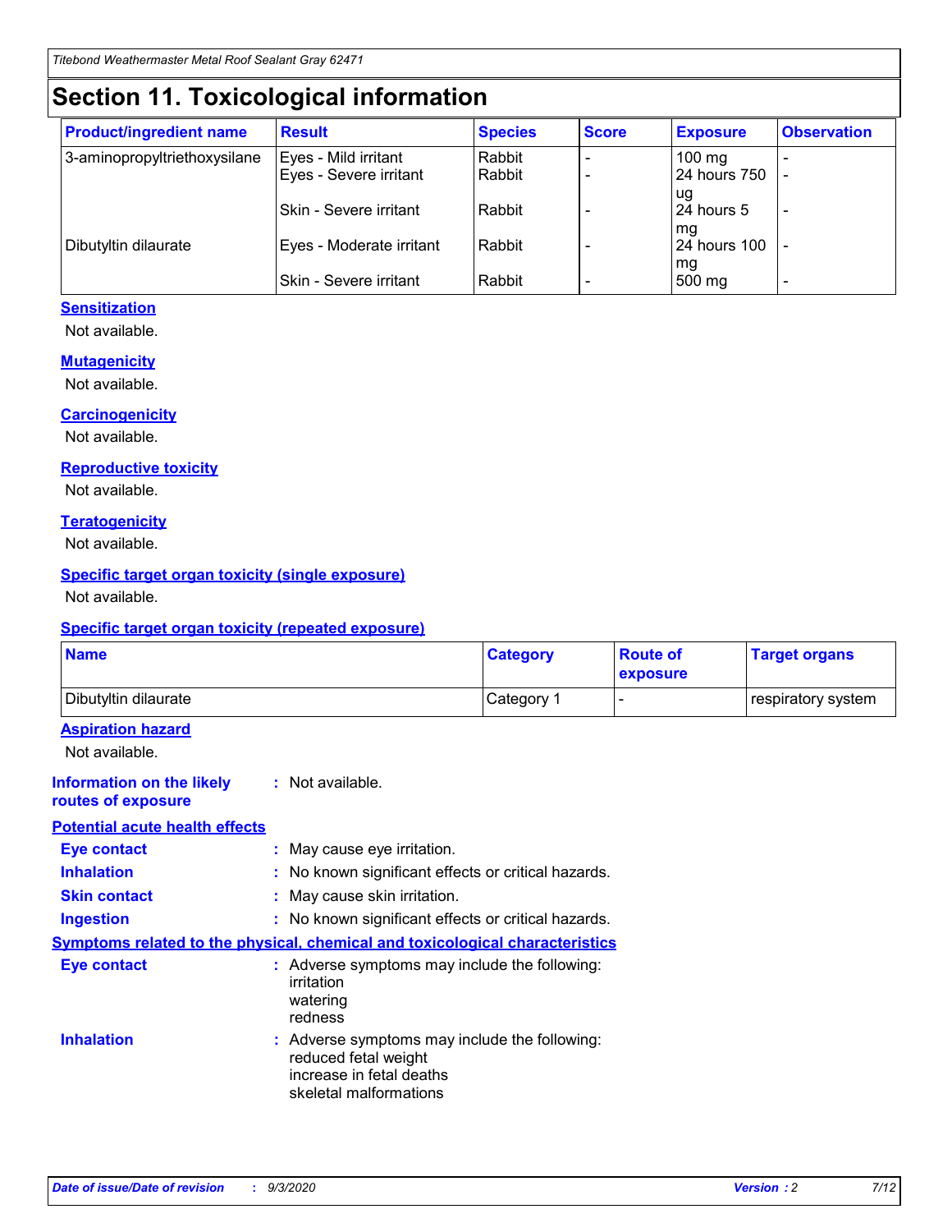# Section 11. Toxicological information

| Product/ingredient name | Result | Species | Score | Exposure | Observation |
|---|---|---|---|---|---|
| 3-aminopropyltriethoxysilane | Eyes - Mild irritant | Rabbit | - | 100 mg | - |
| | Eyes - Severe irritant | Rabbit | - | 24 hours 750 ug | - |
| | Skin - Severe irritant | Rabbit | - | 24 hours 5 mg | - |
| Dibutyltin dilaurate | Eyes - Moderate irritant | Rabbit | - | 24 hours 100 mg | - |
| | Skin - Severe irritant | Rabbit | - | 500 mg | - |

### Sensitization

Not available.

### Mutagenicity

Not available.

### Carcinogenicity

Not available.

### Reproductive toxicity

Not available.

### Teratogenicity

Not available.

### Specific target organ toxicity (single exposure)

Not available.

### Specific target organ toxicity (repeated exposure)

| Name | Category | Route of exposure | Target organs |
|---|---|---|---|
| Dibutyltin dilaurate | Category 1 | - | respiratory system |

### Aspiration hazard

Not available.

**Information on the likely routes of exposure** : Not available.

### Potential acute health effects

**Eye contact** : May cause eye irritation.

**Inhalation** : No known significant effects or critical hazards.

**Skin contact** : May cause skin irritation.

**Ingestion** : No known significant effects or critical hazards.

### Symptoms related to the physical, chemical and toxicological characteristics

**Eye contact** : Adverse symptoms may include the following:
irritation
watering
redness

**Inhalation** : Adverse symptoms may include the following:
reduced fetal weight
increase in fetal deaths
skeletal malformations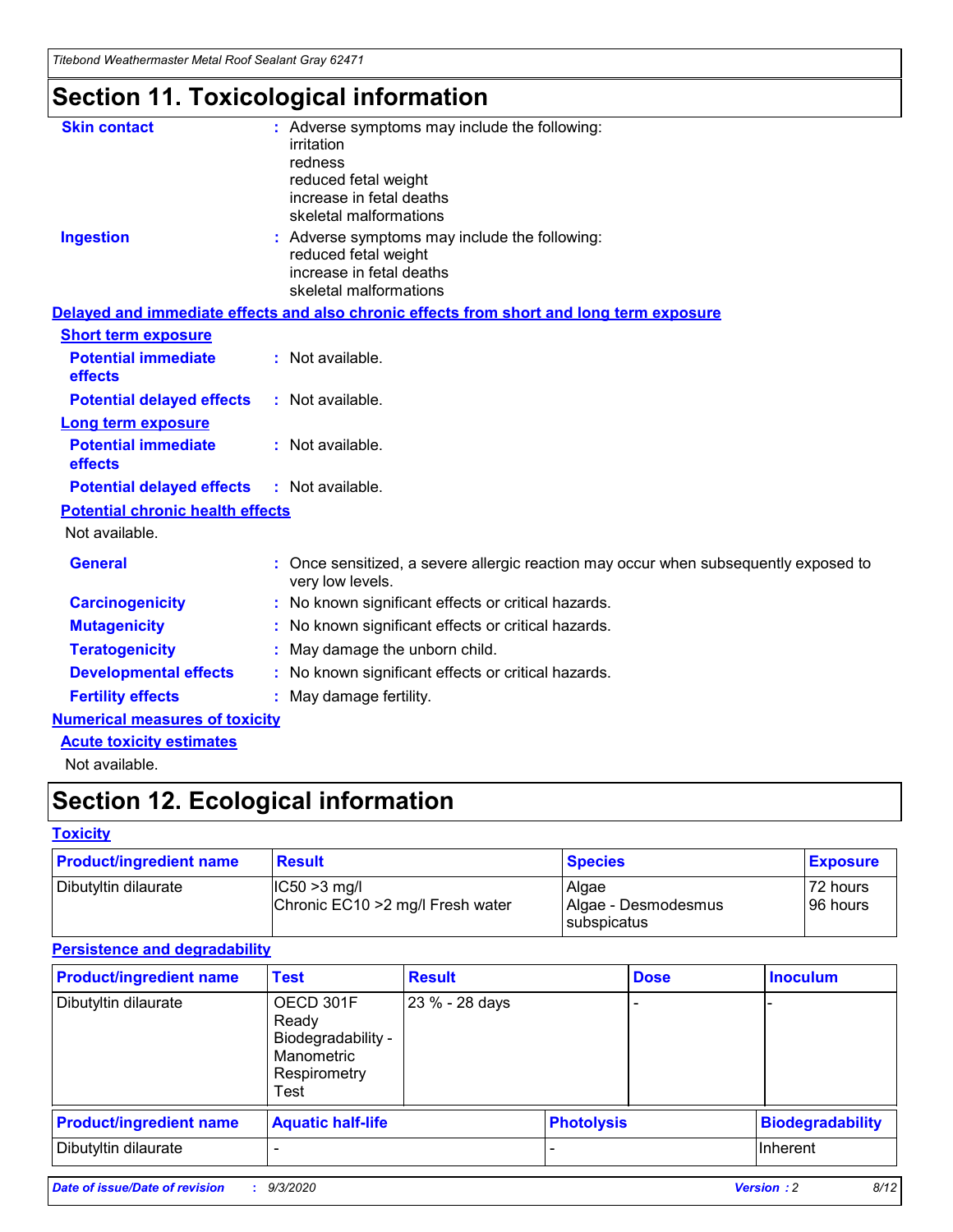# Section 11. Toxicological information

**Skin contact** : Adverse symptoms may include the following:
irritation
redness
reduced fetal weight
increase in fetal deaths
skeletal malformations

**Ingestion** : Adverse symptoms may include the following:
reduced fetal weight
increase in fetal deaths
skeletal malformations

**Delayed and immediate effects and also chronic effects from short and long term exposure**

**Short term exposure**

**Potential immediate effects** : Not available.

**Potential delayed effects** : Not available.

**Long term exposure**

**Potential immediate effects** : Not available.

**Potential delayed effects** : Not available.

**Potential chronic health effects**

Not available.

**General** : Once sensitized, a severe allergic reaction may occur when subsequently exposed to very low levels.

**Carcinogenicity** : No known significant effects or critical hazards.

**Mutagenicity** : No known significant effects or critical hazards.

**Teratogenicity** : May damage the unborn child.

**Developmental effects** : No known significant effects or critical hazards.

**Fertility effects** : May damage fertility.

**Numerical measures of toxicity**

**Acute toxicity estimates**

Not available.

# Section 12. Ecological information

**Toxicity**

| Product/ingredient name | Result | Species | Exposure |
|---|---|---|---|
| Dibutyltin dilaurate | IC50 >3 mg/l<br>Chronic EC10 >2 mg/l Fresh water | Algae<br>Algae - Desmodesmus subspicatus | 72 hours<br>96 hours |

**Persistence and degradability**

| Product/ingredient name | Test | Result | Dose | Inoculum |
|---|---|---|---|---|
| Dibutyltin dilaurate | OECD 301F Ready Biodegradability - Manometric Respirometry Test | 23 % - 28 days | - | - |

| Product/ingredient name | Aquatic half-life | Photolysis | Biodegradability |
|---|---|---|---|
| Dibutyltin dilaurate | - | - | Inherent |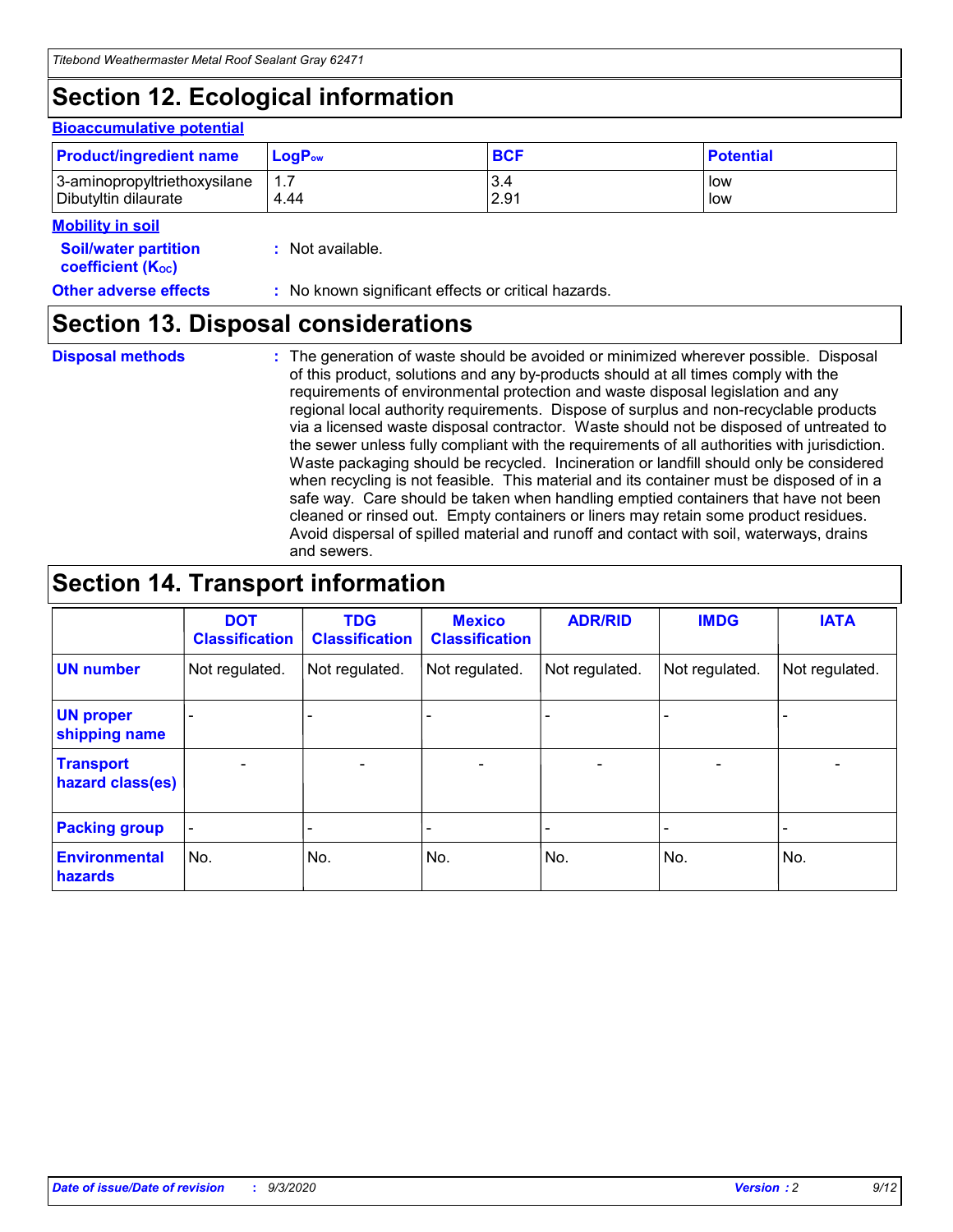# Section 12. Ecological information

### Bioaccumulative potential

| Product/ingredient name | $LogP_{ow}$ | BCF | Potential |
|---|---|---|---|
| 3-aminopropyltriethoxysilane | 1.7 | 3.4 | low |
| Dibutyltin dilaurate | 4.44 | 2.91 | low |

### Mobility in soil

**Soil/water partition coefficient ($K_{OC}$)** : Not available.

**Other adverse effects** : No known significant effects or critical hazards.

# Section 13. Disposal considerations

**Disposal methods** : The generation of waste should be avoided or minimized wherever possible. Disposal of this product, solutions and any by-products should at all times comply with the requirements of environmental protection and waste disposal legislation and any regional local authority requirements. Dispose of surplus and non-recyclable products via a licensed waste disposal contractor. Waste should not be disposed of untreated to the sewer unless fully compliant with the requirements of all authorities with jurisdiction. Waste packaging should be recycled. Incineration or landfill should only be considered when recycling is not feasible. This material and its container must be disposed of in a safe way. Care should be taken when handling emptied containers that have not been cleaned or rinsed out. Empty containers or liners may retain some product residues. Avoid dispersal of spilled material and runoff and contact with soil, waterways, drains and sewers.

# Section 14. Transport information

| | DOT Classification | TDG Classification | Mexico Classification | ADR/RID | IMDG | IATA |
|---|---|---|---|---|---|---|
| UN number | Not regulated. | Not regulated. | Not regulated. | Not regulated. | Not regulated. | Not regulated. |
| UN proper shipping name | - | - | - | - | - | - |
| Transport hazard class(es) | - | - | - | - | - | - |
| Packing group | - | - | - | - | - | - |
| Environmental hazards | No. | No. | No. | No. | No. | No. |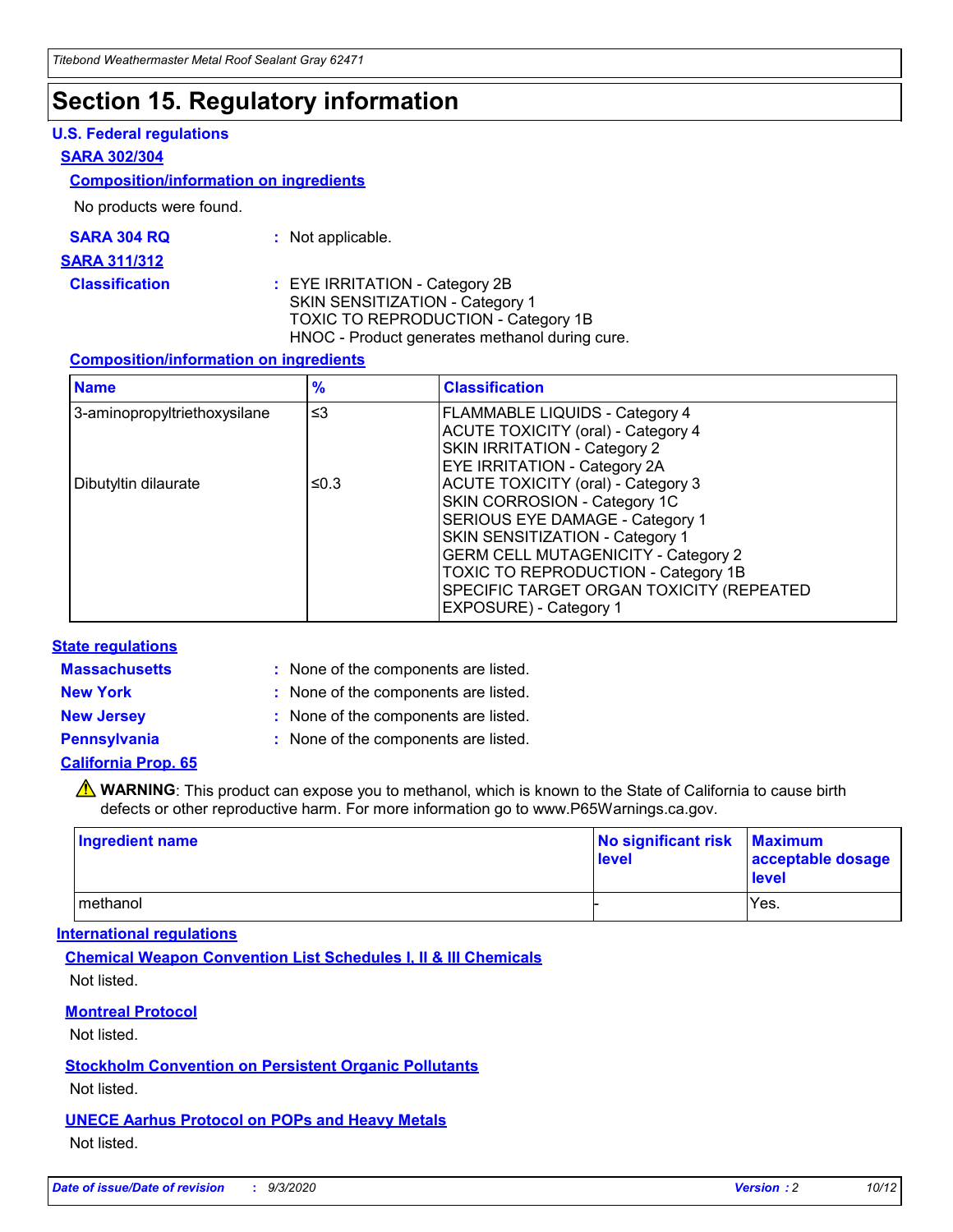# Section 15. Regulatory information

## U.S. Federal regulations

### SARA 302/304

#### Composition/information on ingredients

No products were found.

**SARA 304 RQ** : Not applicable.

### SARA 311/312

**Classification** : EYE IRRITATION - Category 2B
SKIN SENSITIZATION - Category 1
TOXIC TO REPRODUCTION - Category 1B
HNOC - Product generates methanol during cure.

#### Composition/information on ingredients

| Name | % | Classification |
|---|---|---|
| 3-aminopropyltriethoxysilane | ≤3 | FLAMMABLE LIQUIDS - Category 4<br>ACUTE TOXICITY (oral) - Category 4<br>SKIN IRRITATION - Category 2<br>EYE IRRITATION - Category 2A |
| Dibutyltin dilaurate | ≤0.3 | ACUTE TOXICITY (oral) - Category 3<br>SKIN CORROSION - Category 1C<br>SERIOUS EYE DAMAGE - Category 1<br>SKIN SENSITIZATION - Category 1<br>GERM CELL MUTAGENICITY - Category 2<br>TOXIC TO REPRODUCTION - Category 1B<br>SPECIFIC TARGET ORGAN TOXICITY (REPEATED EXPOSURE) - Category 1 |

## State regulations

**Massachusetts** : None of the components are listed.

**New York** : None of the components are listed.

**New Jersey** : None of the components are listed.

**Pennsylvania** : None of the components are listed.

### California Prop. 65

⚠ **WARNING**: This product can expose you to methanol, which is known to the State of California to cause birth defects or other reproductive harm. For more information go to www.P65Warnings.ca.gov.

| Ingredient name | No significant risk level | Maximum acceptable dosage level |
|---|---|---|
| methanol | - | Yes. |

## International regulations

### Chemical Weapon Convention List Schedules I, II & III Chemicals

Not listed.

### Montreal Protocol

Not listed.

### Stockholm Convention on Persistent Organic Pollutants

Not listed.

### UNECE Aarhus Protocol on POPs and Heavy Metals

Not listed.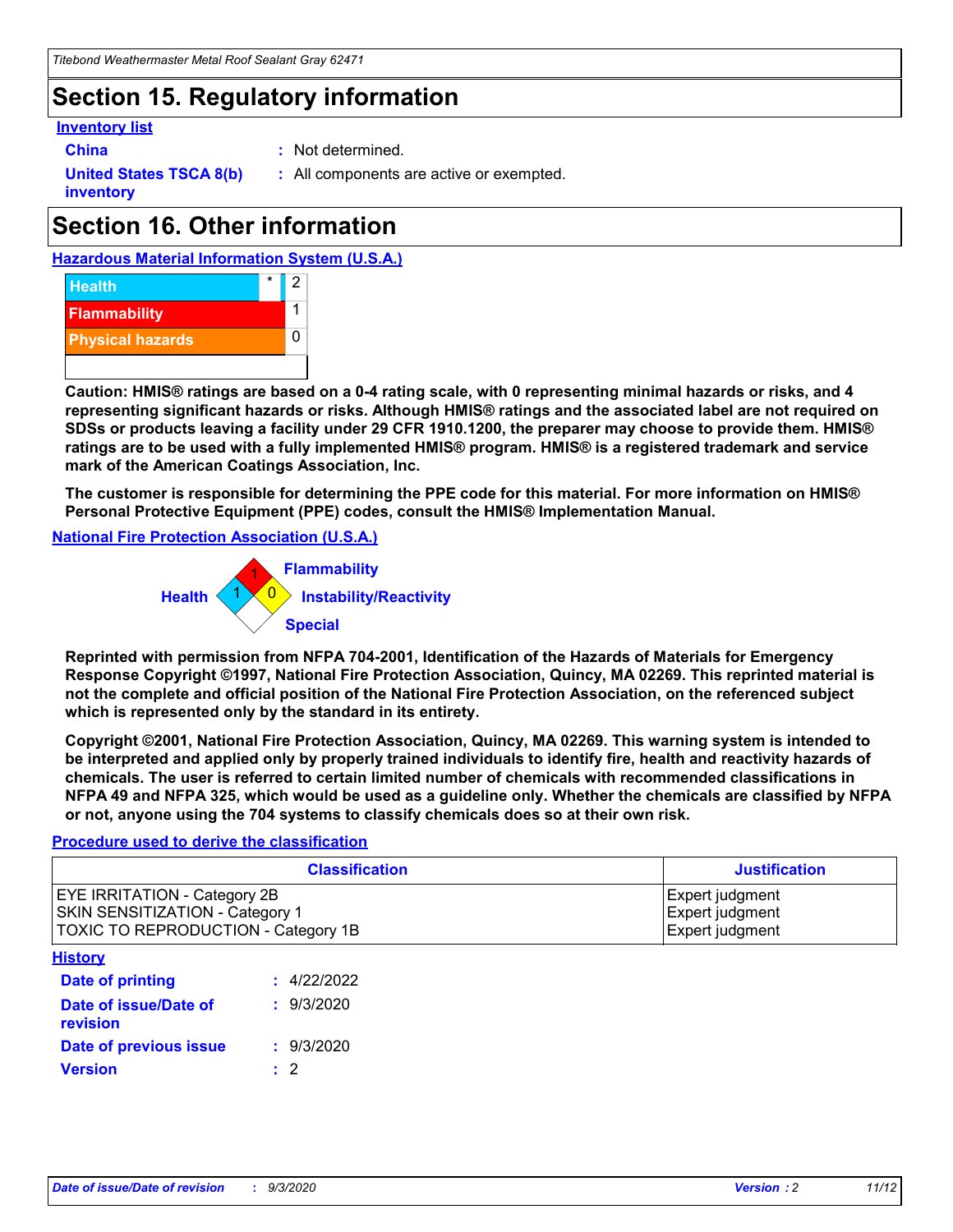# Section 15. Regulatory information

**Inventory list**

**China** : Not determined.

**United States TSCA 8(b) inventory** : All components are active or exempted.

# Section 16. Other information

**Hazardous Material Information System (U.S.A.)**

| | | |
|---|---|---|
| Health | * | 2 |
| Flammability | | 1 |
| Physical hazards | | 0 |

**Caution: HMIS® ratings are based on a 0-4 rating scale, with 0 representing minimal hazards or risks, and 4 representing significant hazards or risks. Although HMIS® ratings and the associated label are not required on SDSs or products leaving a facility under 29 CFR 1910.1200, the preparer may choose to provide them. HMIS® ratings are to be used with a fully implemented HMIS® program. HMIS® is a registered trademark and service mark of the American Coatings Association, Inc.**

**The customer is responsible for determining the PPE code for this material. For more information on HMIS® Personal Protective Equipment (PPE) codes, consult the HMIS® Implementation Manual.**

**National Fire Protection Association (U.S.A.)**

Flammability: 1
Health: 1
Instability/Reactivity: 0
Special:

**Reprinted with permission from NFPA 704-2001, Identification of the Hazards of Materials for Emergency Response Copyright ©1997, National Fire Protection Association, Quincy, MA 02269. This reprinted material is not the complete and official position of the National Fire Protection Association, on the referenced subject which is represented only by the standard in its entirety.**

**Copyright ©2001, National Fire Protection Association, Quincy, MA 02269. This warning system is intended to be interpreted and applied only by properly trained individuals to identify fire, health and reactivity hazards of chemicals. The user is referred to certain limited number of chemicals with recommended classifications in NFPA 49 and NFPA 325, which would be used as a guideline only. Whether the chemicals are classified by NFPA or not, anyone using the 704 systems to classify chemicals does so at their own risk.**

**Procedure used to derive the classification**

| Classification | Justification |
|---|---|
| EYE IRRITATION - Category 2B | Expert judgment |
| SKIN SENSITIZATION - Category 1 | Expert judgment |
| TOXIC TO REPRODUCTION - Category 1B | Expert judgment |

**History**

**Date of printing** : 4/22/2022

**Date of issue/Date of revision** : 9/3/2020

**Date of previous issue** : 9/3/2020

**Version** : 2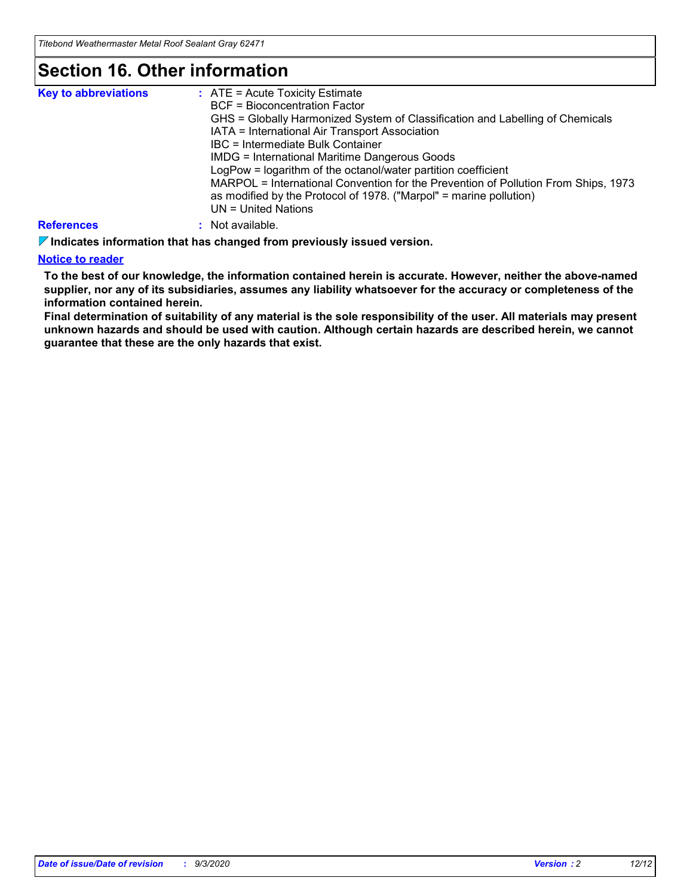# Section 16. Other information

**Key to abbreviations** : ATE = Acute Toxicity Estimate
BCF = Bioconcentration Factor
GHS = Globally Harmonized System of Classification and Labelling of Chemicals
IATA = International Air Transport Association
IBC = Intermediate Bulk Container
IMDG = International Maritime Dangerous Goods
LogPow = logarithm of the octanol/water partition coefficient
MARPOL = International Convention for the Prevention of Pollution From Ships, 1973 as modified by the Protocol of 1978. ("Marpol" = marine pollution)
UN = United Nations

**References** : Not available.

**Indicates information that has changed from previously issued version.**

**Notice to reader**

**To the best of our knowledge, the information contained herein is accurate. However, neither the above-named supplier, nor any of its subsidiaries, assumes any liability whatsoever for the accuracy or completeness of the information contained herein.**

**Final determination of suitability of any material is the sole responsibility of the user. All materials may present unknown hazards and should be used with caution. Although certain hazards are described herein, we cannot guarantee that these are the only hazards that exist.**